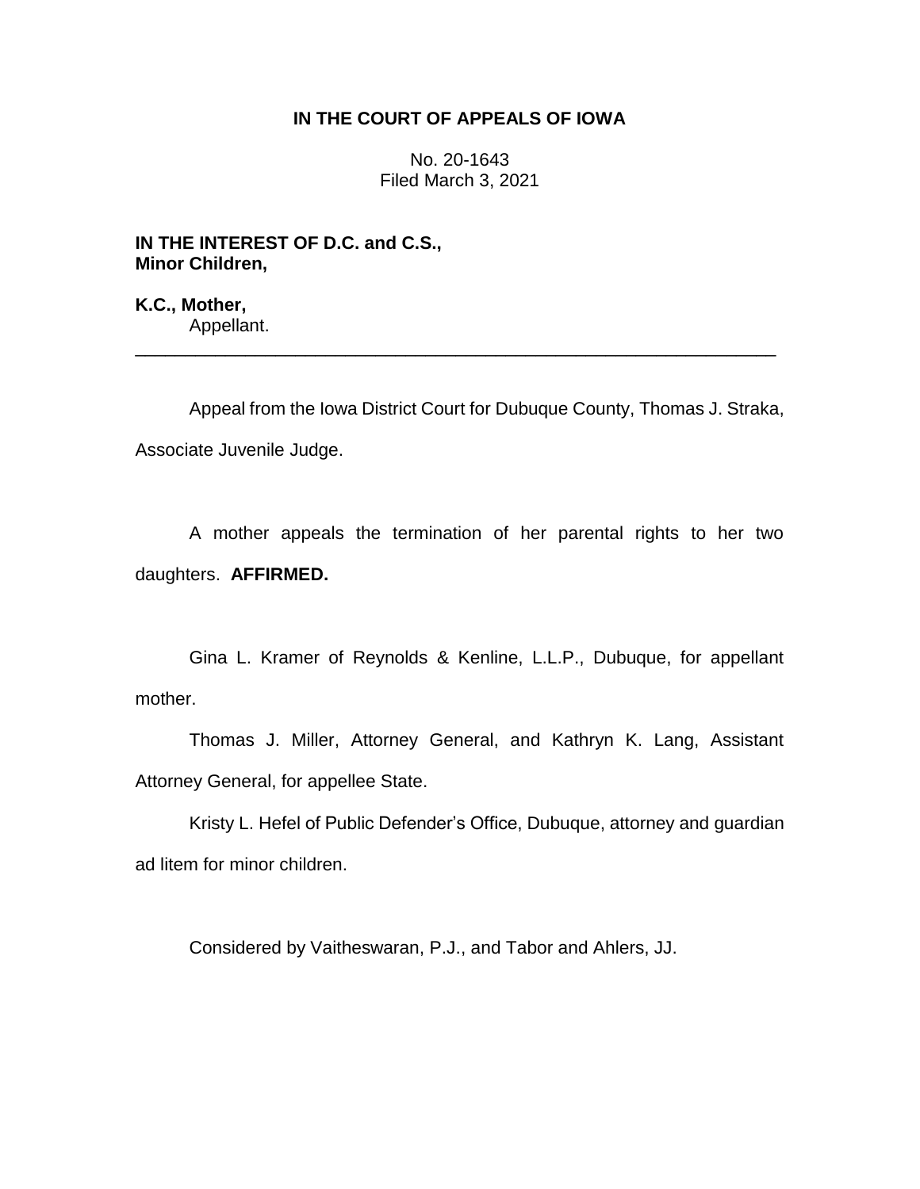**IN THE COURT OF APPEALS OF IOWA**

No. 20-1643
Filed March 3, 2021

**IN THE INTEREST OF D.C. and C.S., Minor Children,**

**K.C., Mother,**
Appellant.

---

Appeal from the Iowa District Court for Dubuque County, Thomas J. Straka, Associate Juvenile Judge.

A mother appeals the termination of her parental rights to her two daughters. **AFFIRMED.**

Gina L. Kramer of Reynolds & Kenline, L.L.P., Dubuque, for appellant mother.

Thomas J. Miller, Attorney General, and Kathryn K. Lang, Assistant Attorney General, for appellee State.

Kristy L. Hefel of Public Defender's Office, Dubuque, attorney and guardian ad litem for minor children.

Considered by Vaitheswaran, P.J., and Tabor and Ahlers, JJ.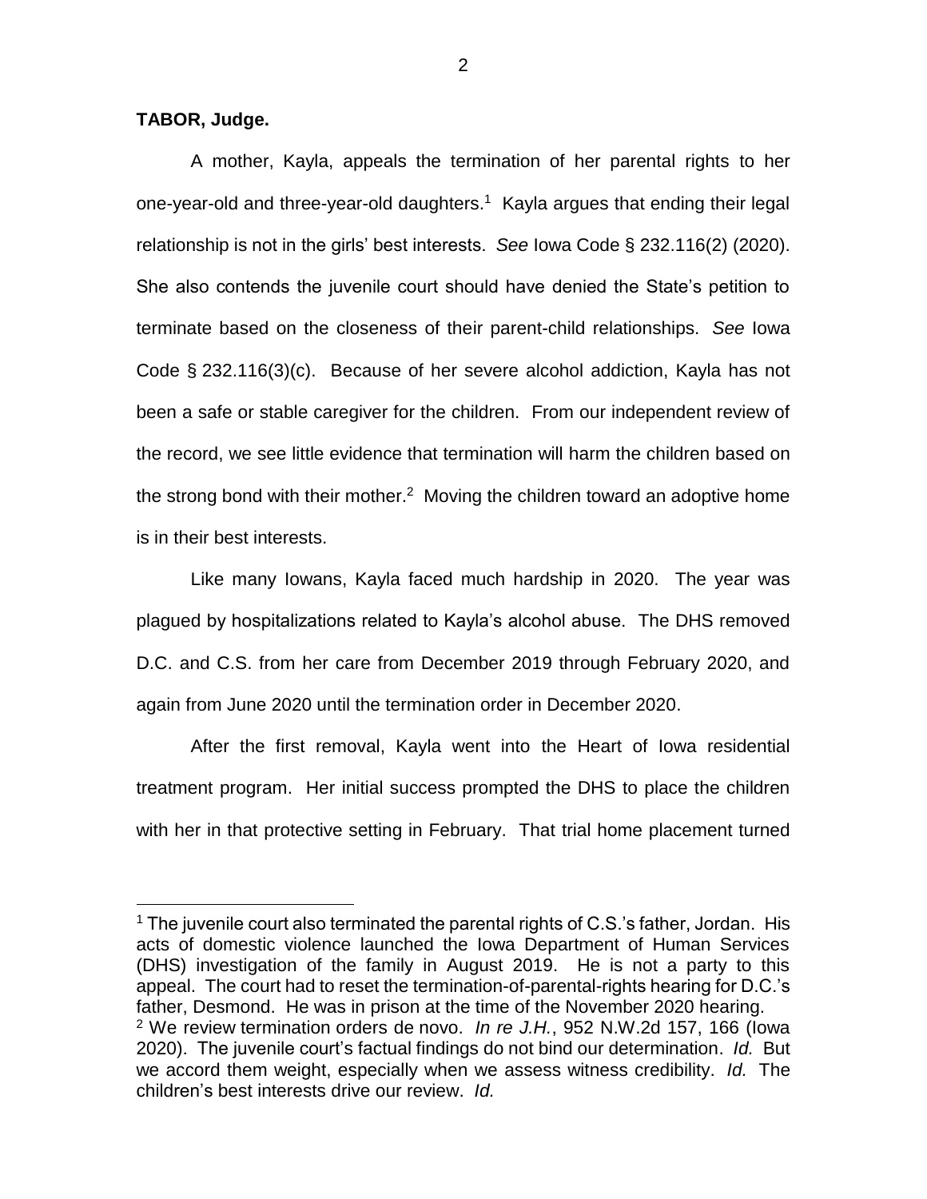**TABOR, Judge.**

A mother, Kayla, appeals the termination of her parental rights to her one-year-old and three-year-old daughters.[1] Kayla argues that ending their legal relationship is not in the girls' best interests. *See* Iowa Code § 232.116(2) (2020). She also contends the juvenile court should have denied the State's petition to terminate based on the closeness of their parent-child relationships. *See* Iowa Code § 232.116(3)(c). Because of her severe alcohol addiction, Kayla has not been a safe or stable caregiver for the children. From our independent review of the record, we see little evidence that termination will harm the children based on the strong bond with their mother.[2] Moving the children toward an adoptive home is in their best interests.

Like many Iowans, Kayla faced much hardship in 2020. The year was plagued by hospitalizations related to Kayla's alcohol abuse. The DHS removed D.C. and C.S. from her care from December 2019 through February 2020, and again from June 2020 until the termination order in December 2020.

After the first removal, Kayla went into the Heart of Iowa residential treatment program. Her initial success prompted the DHS to place the children with her in that protective setting in February. That trial home placement turned

---

[1] The juvenile court also terminated the parental rights of C.S.'s father, Jordan. His acts of domestic violence launched the Iowa Department of Human Services (DHS) investigation of the family in August 2019. He is not a party to this appeal. The court had to reset the termination-of-parental-rights hearing for D.C.'s father, Desmond. He was in prison at the time of the November 2020 hearing.

[2] We review termination orders de novo. *In re J.H.*, 952 N.W.2d 157, 166 (Iowa 2020). The juvenile court's factual findings do not bind our determination. *Id.* But we accord them weight, especially when we assess witness credibility. *Id.* The children's best interests drive our review. *Id.*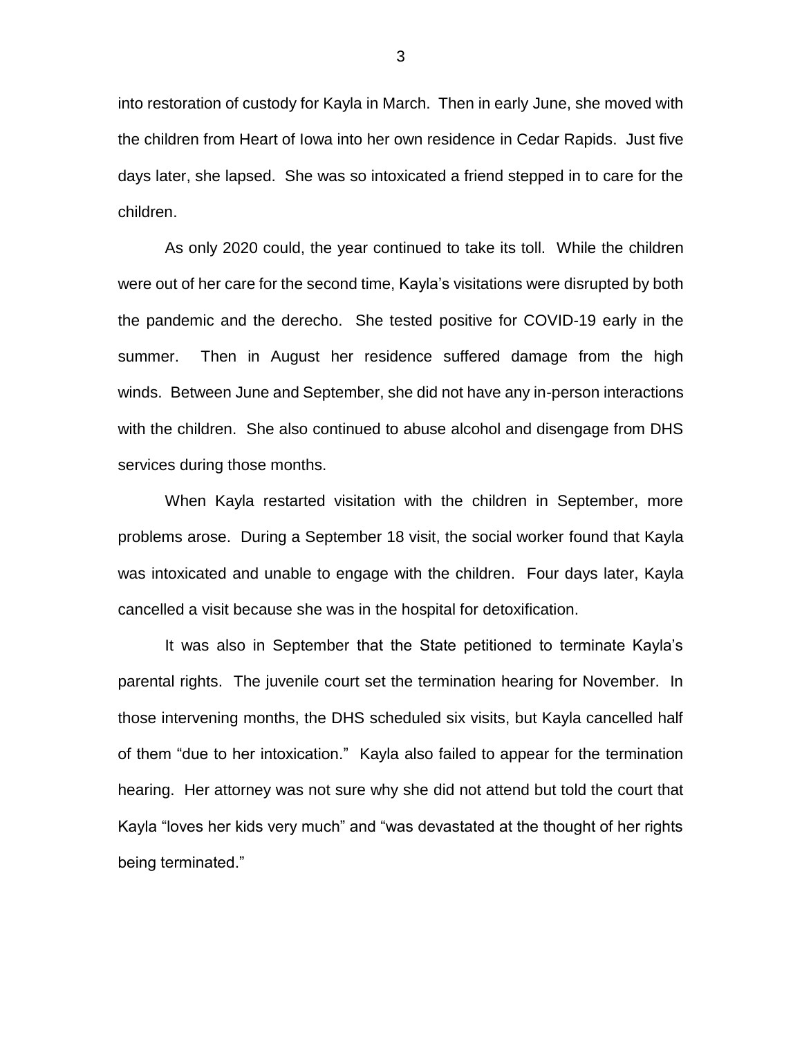into restoration of custody for Kayla in March. Then in early June, she moved with the children from Heart of Iowa into her own residence in Cedar Rapids. Just five days later, she lapsed. She was so intoxicated a friend stepped in to care for the children.

As only 2020 could, the year continued to take its toll. While the children were out of her care for the second time, Kayla's visitations were disrupted by both the pandemic and the derecho. She tested positive for COVID-19 early in the summer. Then in August her residence suffered damage from the high winds. Between June and September, she did not have any in-person interactions with the children. She also continued to abuse alcohol and disengage from DHS services during those months.

When Kayla restarted visitation with the children in September, more problems arose. During a September 18 visit, the social worker found that Kayla was intoxicated and unable to engage with the children. Four days later, Kayla cancelled a visit because she was in the hospital for detoxification.

It was also in September that the State petitioned to terminate Kayla's parental rights. The juvenile court set the termination hearing for November. In those intervening months, the DHS scheduled six visits, but Kayla cancelled half of them "due to her intoxication." Kayla also failed to appear for the termination hearing. Her attorney was not sure why she did not attend but told the court that Kayla "loves her kids very much" and "was devastated at the thought of her rights being terminated."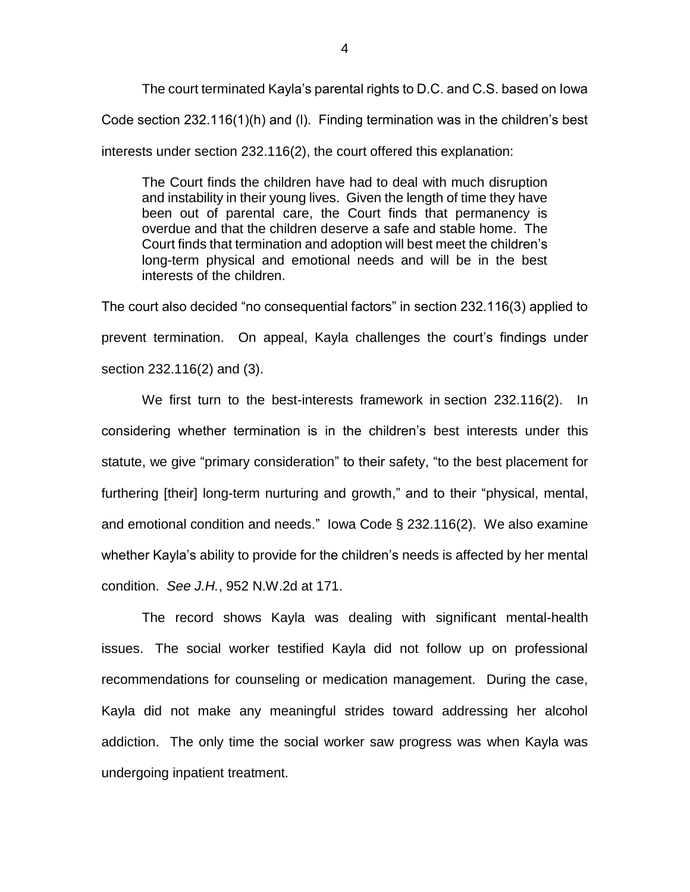The court terminated Kayla's parental rights to D.C. and C.S. based on Iowa Code section 232.116(1)(h) and (l). Finding termination was in the children's best interests under section 232.116(2), the court offered this explanation:

> The Court finds the children have had to deal with much disruption and instability in their young lives. Given the length of time they have been out of parental care, the Court finds that permanency is overdue and that the children deserve a safe and stable home. The Court finds that termination and adoption will best meet the children's long-term physical and emotional needs and will be in the best interests of the children.

The court also decided "no consequential factors" in section 232.116(3) applied to prevent termination. On appeal, Kayla challenges the court's findings under section 232.116(2) and (3).

We first turn to the best-interests framework in section 232.116(2). In considering whether termination is in the children's best interests under this statute, we give "primary consideration" to their safety, "to the best placement for furthering [their] long-term nurturing and growth," and to their "physical, mental, and emotional condition and needs." Iowa Code § 232.116(2). We also examine whether Kayla's ability to provide for the children's needs is affected by her mental condition. *See J.H.*, 952 N.W.2d at 171.

The record shows Kayla was dealing with significant mental-health issues. The social worker testified Kayla did not follow up on professional recommendations for counseling or medication management. During the case, Kayla did not make any meaningful strides toward addressing her alcohol addiction. The only time the social worker saw progress was when Kayla was undergoing inpatient treatment.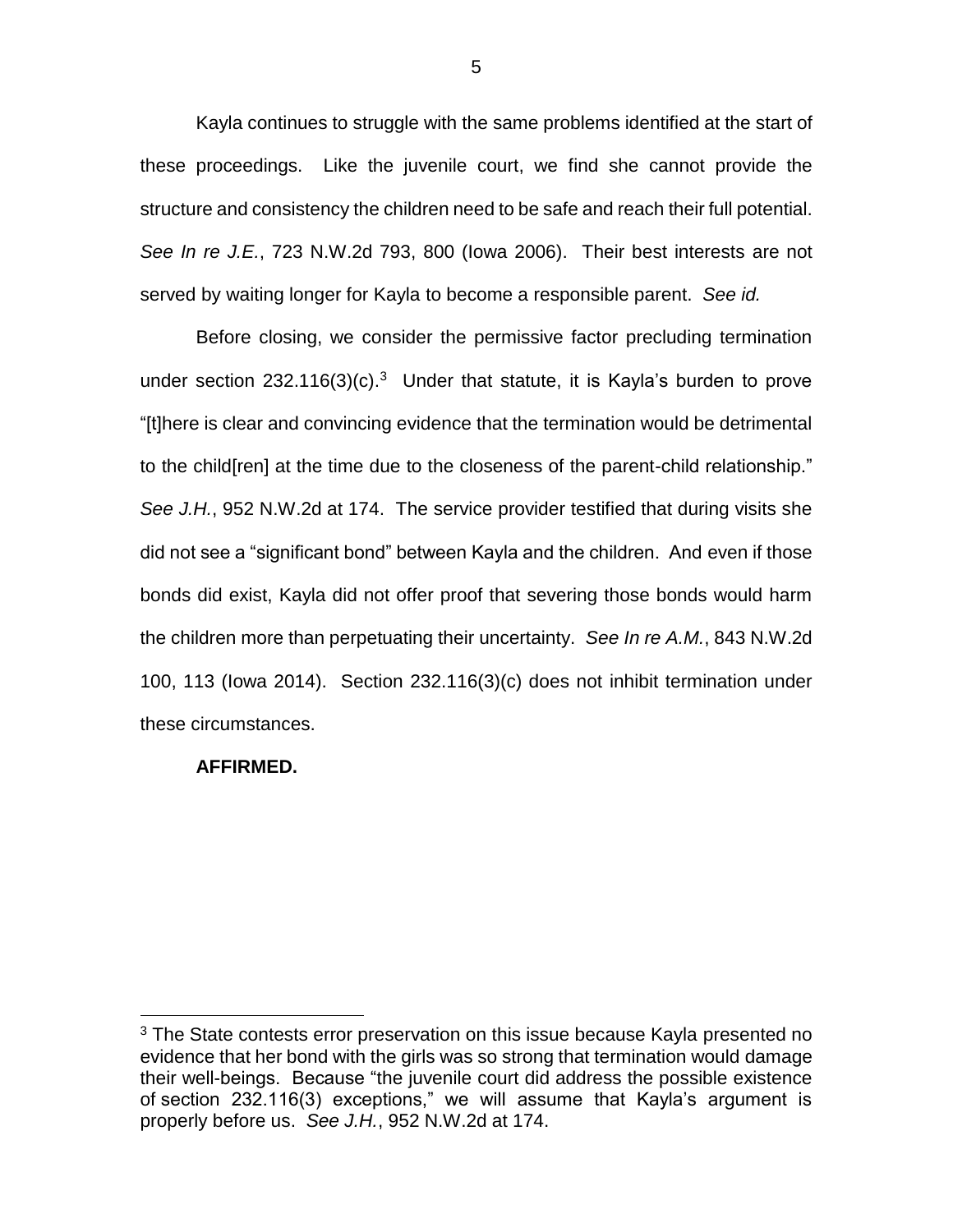Kayla continues to struggle with the same problems identified at the start of these proceedings. Like the juvenile court, we find she cannot provide the structure and consistency the children need to be safe and reach their full potential. *See In re J.E.*, 723 N.W.2d 793, 800 (Iowa 2006). Their best interests are not served by waiting longer for Kayla to become a responsible parent. *See id.*

Before closing, we consider the permissive factor precluding termination under section 232.116(3)(c).[3] Under that statute, it is Kayla's burden to prove "[t]here is clear and convincing evidence that the termination would be detrimental to the child[ren] at the time due to the closeness of the parent-child relationship." *See J.H.*, 952 N.W.2d at 174. The service provider testified that during visits she did not see a "significant bond" between Kayla and the children. And even if those bonds did exist, Kayla did not offer proof that severing those bonds would harm the children more than perpetuating their uncertainty. *See In re A.M.*, 843 N.W.2d 100, 113 (Iowa 2014). Section 232.116(3)(c) does not inhibit termination under these circumstances.

**AFFIRMED.**

---

[3] The State contests error preservation on this issue because Kayla presented no evidence that her bond with the girls was so strong that termination would damage their well-beings. Because "the juvenile court did address the possible existence of section 232.116(3) exceptions," we will assume that Kayla's argument is properly before us. *See J.H.*, 952 N.W.2d at 174.